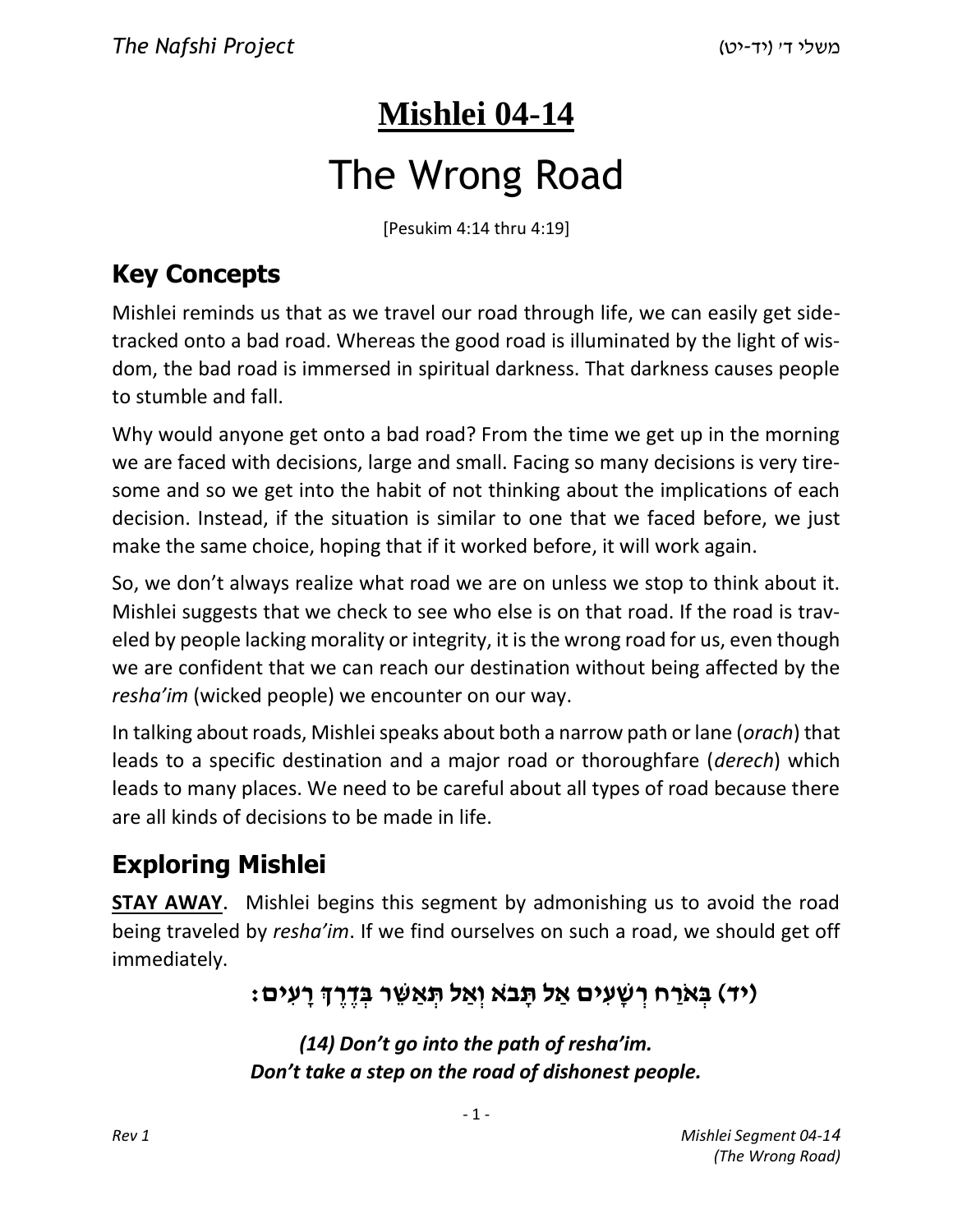# Mishlei 04-14

# The Wrong Road

[Pesukim 4:14 thru 4:19]

## Key Concepts

Mishlei reminds us that as we travel our road through life, we can easily get side-tracked onto a bad road. Whereas the good road is illuminated by the light of wisdom, the bad road is immersed in spiritual darkness. That darkness causes people to stumble and fall.

Why would anyone get onto a bad road? From the time we get up in the morning we are faced with decisions, large and small. Facing so many decisions is very tiresome and so we get into the habit of not thinking about the implications of each decision. Instead, if the situation is similar to one that we faced before, we just make the same choice, hoping that if it worked before, it will work again.

So, we don't always realize what road we are on unless we stop to think about it. Mishlei suggests that we check to see who else is on that road. If the road is traveled by people lacking morality or integrity, it is the wrong road for us, even though we are confident that we can reach our destination without being affected by the *resha'im* (wicked people) we encounter on our way.

In talking about roads, Mishlei speaks about both a narrow path or lane (*orach*) that leads to a specific destination and a major road or thoroughfare (*derech*) which leads to many places. We need to be careful about all types of road because there are all kinds of decisions to be made in life.

## Exploring Mishlei

**STAY AWAY**. Mishlei begins this segment by admonishing us to avoid the road being traveled by *resha'im*. If we find ourselves on such a road, we should get off immediately.

**(יד) בְּאֹרַח רְשָׁעִים אַל תָּבֹא וְאַל תְּאַשֵּׁר בְּדֶרֶךְ רָעִים:**

***(14) Don't go into the path of resha'im.***
***Don't take a step on the road of dishonest people.***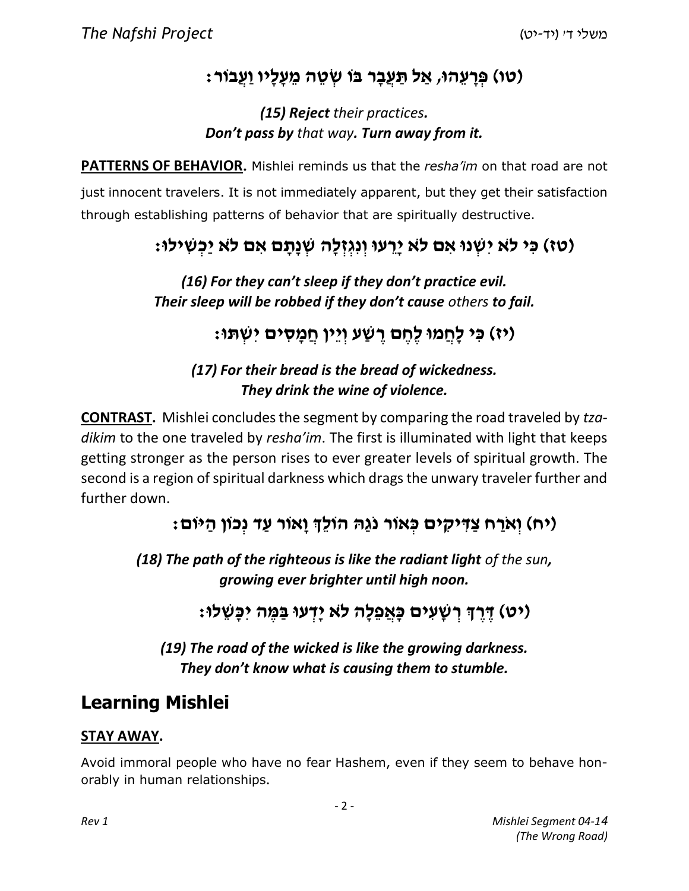**(טו) פְּרָעֵהוּ, אַל תַּעֲבָר בּוֹ שְׂטֵה מֵעָלָיו וַעֲבוֹר:**

***(15) Reject** their practices.*
***Don't pass by** that way. **Turn away from it.***

**PATTERNS OF BEHAVIOR.** Mishlei reminds us that the *resha'im* on that road are not just innocent travelers. It is not immediately apparent, but they get their satisfaction through establishing patterns of behavior that are spiritually destructive.

**(טז) כִּי לֹא יִשְׁנוּ אִם לֹא יָרֵעוּ וְנִגְזְלָה שְׁנָתָם אִם לֹא יַכְשִׁילוּ:**

***(16) For they can't sleep if they don't practice evil.***
***Their sleep will be robbed if they don't cause** others **to fail.***

**(יז) כִּי לָחֲמוּ לֶחֶם רֶשַׁע וְיֵין חֲמָסִים יִשְׁתּוּ:**

***(17) For their bread is the bread of wickedness.***
***They drink the wine of violence.***

**CONTRAST.** Mishlei concludes the segment by comparing the road traveled by *tzadikim* to the one traveled by *resha'im*. The first is illuminated with light that keeps getting stronger as the person rises to ever greater levels of spiritual growth. The second is a region of spiritual darkness which drags the unwary traveler further and further down.

**(יח) וְאֹרַח צַדִּיקִים כְּאוֹר נֹגַהּ הוֹלֵךְ וָאוֹר עַד נְכוֹן הַיּוֹם:**

***(18) The path of the righteous is like the radiant light** of the sun**,***
***growing ever brighter until high noon.***

**(יט) דֶּרֶךְ רְשָׁעִים כָּאֲפֵלָה לֹא יָדְעוּ בַּמֶּה יִכָּשֵׁלוּ:**

***(19) The road of the wicked is like the growing darkness.***
***They don't know what is causing them to stumble.***

## Learning Mishlei

**STAY AWAY.**

Avoid immoral people who have no fear Hashem, even if they seem to behave honorably in human relationships.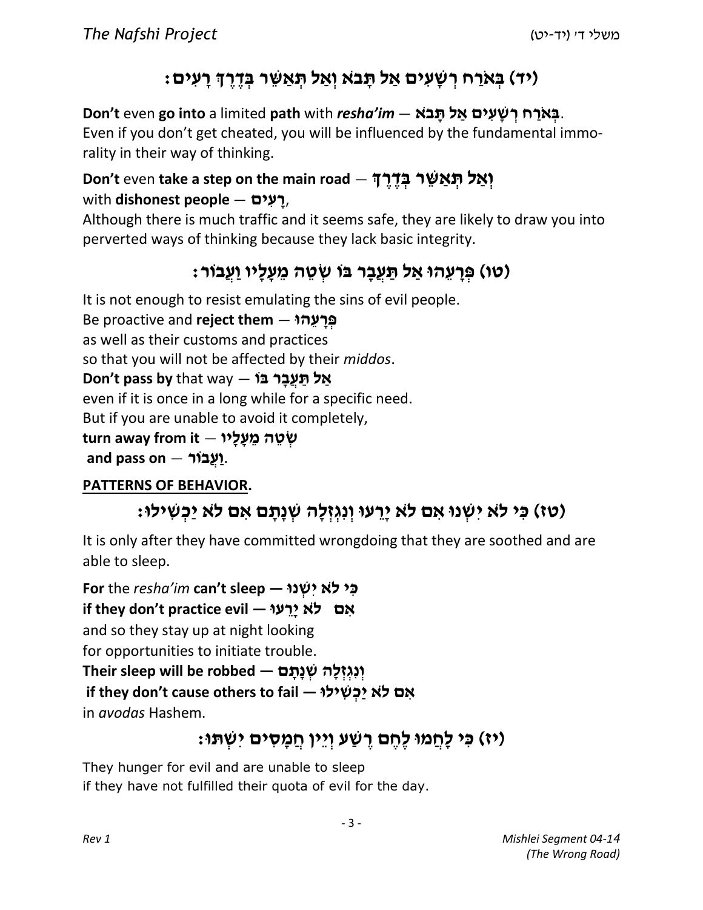## (יד) בְּאֹרַח רְשָׁעִים אַל תָּבֹא וְאַל תְּאַשֵּׁר בְּדֶרֶךְ רָעִים:

**Don't** even **go into** a limited **path** with ***resha'im*** — **בְּאֹרַח רְשָׁעִים אַל תָּבֹא**.
Even if you don't get cheated, you will be influenced by the fundamental immorality in their way of thinking.

**Don't** even **take a step on the main road** — **וְאַל תְּאַשֵּׁר בְּדֶרֶךְ**
with **dishonest people** — **רָעִים**,
Although there is much traffic and it seems safe, they are likely to draw you into perverted ways of thinking because they lack basic integrity.

## (טו) פְּרָעֵהוּ אַל תַּעֲבָר בּוֹ שְׂטֵה מֵעָלָיו וַעֲבוֹר:

It is not enough to resist emulating the sins of evil people.
Be proactive and **reject them** — **פְּרָעֵהוּ**
as well as their customs and practices
so that you will not be affected by their *middos*.
**Don't pass by** that way — **אַל תַּעֲבָר בּוֹ**
even if it is once in a long while for a specific need.
But if you are unable to avoid it completely,
**turn away from it** — **שְׂטֵה מֵעָלָיו**
**and pass on** — **וַעֲבוֹר**.

**PATTERNS OF BEHAVIOR.**

## (טז) כִּי לֹא יִשְׁנוּ אִם לֹא יָרֵעוּ וְנִגְזְלָה שְׁנָתָם אִם לֹא יַכְשִׁילוּ:

It is only after they have committed wrongdoing that they are soothed and are able to sleep.

**For** the *resha'im* **can't sleep — כִּי לֹא יִשְׁנוּ**
**if they don't practice evil — אִם לֹא יָרֵעוּ**
and so they stay up at night looking
for opportunities to initiate trouble.
**Their sleep will be robbed — וְנִגְזְלָה שְׁנָתָם**
**if they don't cause others to fail — אִם לֹא יַכְשִׁילוּ**
in *avodas* Hashem.

## (יז) כִּי לָחֲמוּ לֶחֶם רֶשַׁע וְיֵין חֲמָסִים יִשְׁתּוּ:

They hunger for evil and are unable to sleep
if they have not fulfilled their quota of evil for the day.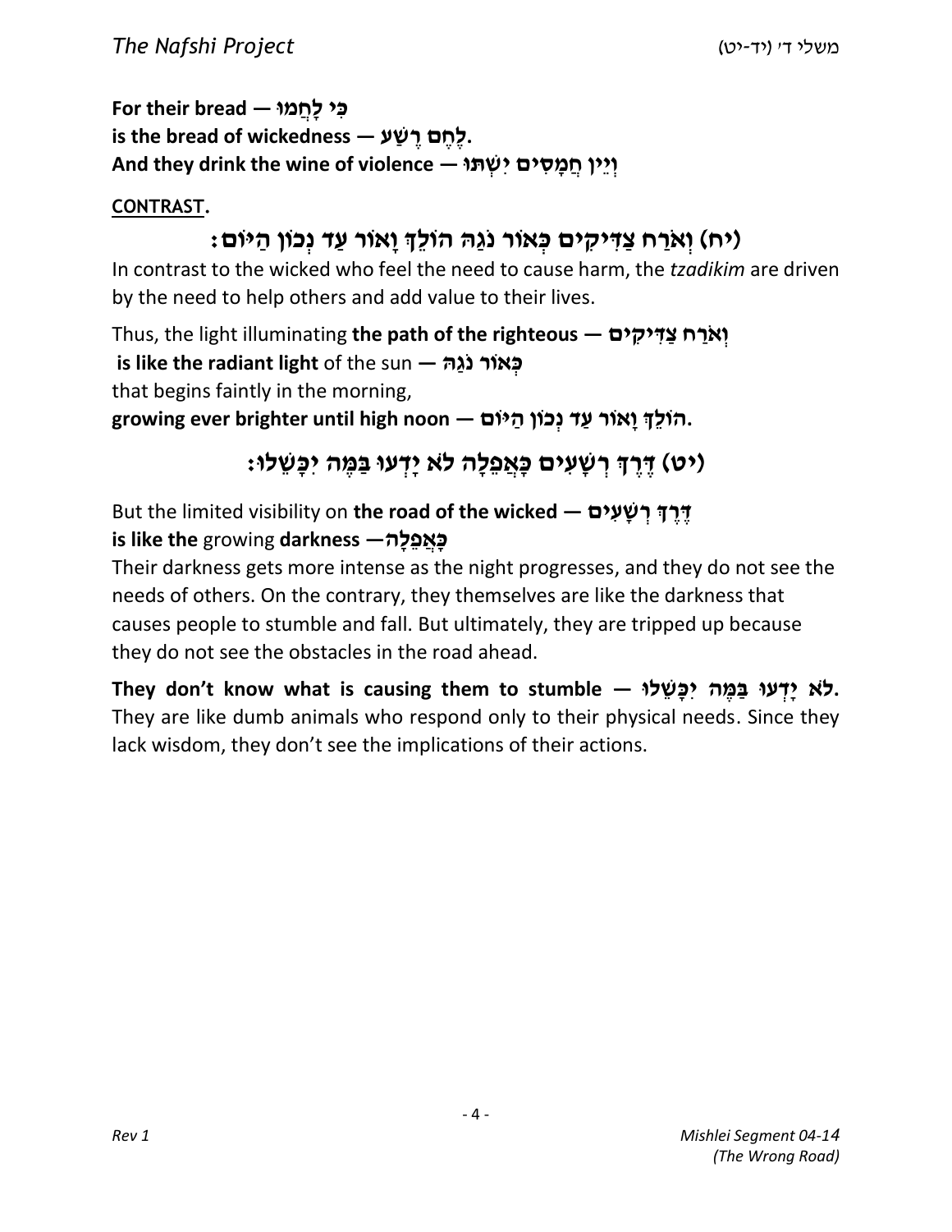**For their bread — כִּי לָחֲמוּ**
**is the bread of wickedness — לֶחֶם רֶשַׁע.**
**And they drink the wine of violence — וְיֵין חֲמָסִים יִשְׁתּוּ**

**CONTRAST.**

## (יח) וְאֹרַח צַדִּיקִים כְּאוֹר נֹגַהּ הוֹלֵךְ וָאוֹר עַד נְכוֹן הַיּוֹם:

In contrast to the wicked who feel the need to cause harm, the *tzadikim* are driven by the need to help others and add value to their lives.

Thus, the light illuminating **the path of the righteous — וְאֹרַח צַדִּיקִים**
**is like the radiant light** of the sun **— כְּאוֹר נֹגַהּ**
that begins faintly in the morning,
**growing ever brighter until high noon — הוֹלֵךְ וָאוֹר עַד נְכוֹן הַיּוֹם.**

## (יט) דֶּרֶךְ רְשָׁעִים כָּאֲפֵלָה לֹא יָדְעוּ בַּמֶּה יִכָּשֵׁלוּ:

But the limited visibility on **the road of the wicked — דֶּרֶךְ רְשָׁעִים**
**is like the** growing **darkness —כָּאֲפֵלָה**
Their darkness gets more intense as the night progresses, and they do not see the needs of others. On the contrary, they themselves are like the darkness that causes people to stumble and fall. But ultimately, they are tripped up because they do not see the obstacles in the road ahead.

**They don't know what is causing them to stumble — לֹא יָדְעוּ בַּמֶּה יִכָּשֵׁלוּ.** They are like dumb animals who respond only to their physical needs. Since they lack wisdom, they don't see the implications of their actions.